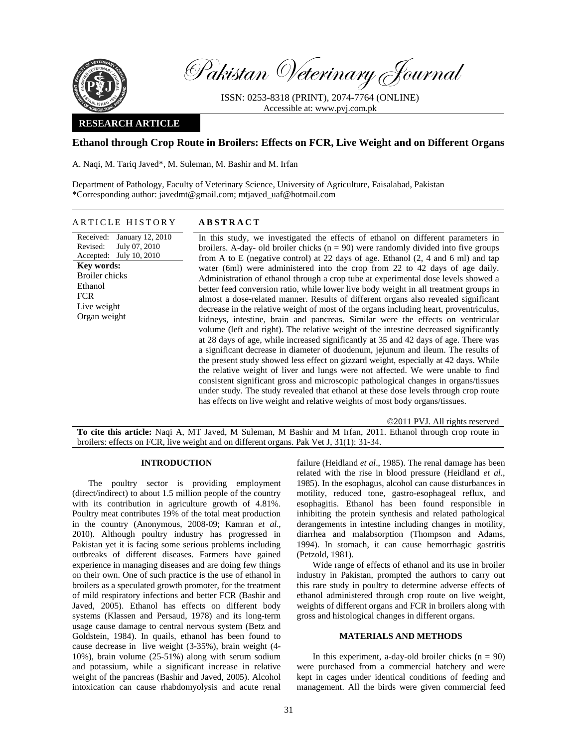# Ethanol through Crop Route in Broilers: Effects on FCR, Live Weight and on Different Organs

A. Naqi, M. Tariq Javed*, M. Suleman, M. Bashir and M. Irfan

Department of Pathology, Faculty of Veterinary Science, University of Agriculture, Faisalabad, Pakistan
*Corresponding author: javedmt@gmail.com; mtjaved_uaf@hotmail.com

## ARTICLE HISTORY

Received: January 12, 2010
Revised: July 07, 2010
Accepted: July 10, 2010

**Key words:**
Broiler chicks
Ethanol
FCR
Live weight
Organ weight

## ABSTRACT

In this study, we investigated the effects of ethanol on different parameters in broilers. A-day- old broiler chicks (n = 90) were randomly divided into five groups from A to E (negative control) at 22 days of age. Ethanol (2, 4 and 6 ml) and tap water (6ml) were administered into the crop from 22 to 42 days of age daily. Administration of ethanol through a crop tube at experimental dose levels showed a better feed conversion ratio, while lower live body weight in all treatment groups in almost a dose-related manner. Results of different organs also revealed significant decrease in the relative weight of most of the organs including heart, proventriculus, kidneys, intestine, brain and pancreas. Similar were the effects on ventricular volume (left and right). The relative weight of the intestine decreased significantly at 28 days of age, while increased significantly at 35 and 42 days of age. There was a significant decrease in diameter of duodenum, jejunum and ileum. The results of the present study showed less effect on gizzard weight, especially at 42 days. While the relative weight of liver and lungs were not affected. We were unable to find consistent significant gross and microscopic pathological changes in organs/tissues under study. The study revealed that ethanol at these dose levels through crop route has effects on live weight and relative weights of most body organs/tissues.

©2011 PVJ. All rights reserved

**To cite this article:** Naqi A, MT Javed, M Suleman, M Bashir and M Irfan, 2011. Ethanol through crop route in broilers: effects on FCR, live weight and on different organs. Pak Vet J, 31(1): 31-34.

## INTRODUCTION

The poultry sector is providing employment (direct/indirect) to about 1.5 million people of the country with its contribution in agriculture growth of 4.81%. Poultry meat contributes 19% of the total meat production in the country (Anonymous, 2008-09; Kamran *et al*., 2010). Although poultry industry has progressed in Pakistan yet it is facing some serious problems including outbreaks of different diseases. Farmers have gained experience in managing diseases and are doing few things on their own. One of such practice is the use of ethanol in broilers as a speculated growth promoter, for the treatment of mild respiratory infections and better FCR (Bashir and Javed, 2005). Ethanol has effects on different body systems (Klassen and Persaud, 1978) and its long-term usage cause damage to central nervous system (Betz and Goldstein, 1984). In quails, ethanol has been found to cause decrease in live weight (3-35%), brain weight (4-10%), brain volume (25-51%) along with serum sodium and potassium, while a significant increase in relative weight of the pancreas (Bashir and Javed, 2005). Alcohol intoxication can cause rhabdomyolysis and acute renal failure (Heidland *et al*., 1985). The renal damage has been related with the rise in blood pressure (Heidland *et al*., 1985). In the esophagus, alcohol can cause disturbances in motility, reduced tone, gastro-esophageal reflux, and esophagitis. Ethanol has been found responsible in inhibiting the protein synthesis and related pathological derangements in intestine including changes in motility, diarrhea and malabsorption (Thompson and Adams, 1994). In stomach, it can cause hemorrhagic gastritis (Petzold, 1981).

Wide range of effects of ethanol and its use in broiler industry in Pakistan, prompted the authors to carry out this rare study in poultry to determine adverse effects of ethanol administered through crop route on live weight, weights of different organs and FCR in broilers along with gross and histological changes in different organs.

## MATERIALS AND METHODS

In this experiment, a-day-old broiler chicks (n = 90) were purchased from a commercial hatchery and were kept in cages under identical conditions of feeding and management. All the birds were given commercial feed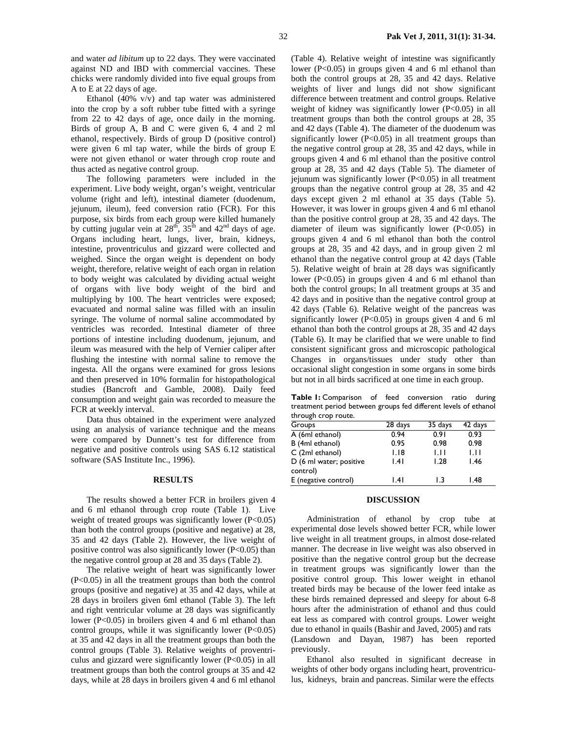and water *ad libitum* up to 22 days. They were vaccinated against ND and IBD with commercial vaccines. These chicks were randomly divided into five equal groups from A to E at 22 days of age.

Ethanol (40% v/v) and tap water was administered into the crop by a soft rubber tube fitted with a syringe from 22 to 42 days of age, once daily in the morning. Birds of group A, B and C were given 6, 4 and 2 ml ethanol, respectively. Birds of group D (positive control) were given 6 ml tap water, while the birds of group E were not given ethanol or water through crop route and thus acted as negative control group.

The following parameters were included in the experiment. Live body weight, organ's weight, ventricular volume (right and left), intestinal diameter (duodenum, jejunum, ileum), feed conversion ratio (FCR). For this purpose, six birds from each group were killed humanely by cutting jugular vein at 28th, 35th and 42nd days of age. Organs including heart, lungs, liver, brain, kidneys, intestine, proventriculus and gizzard were collected and weighed. Since the organ weight is dependent on body weight, therefore, relative weight of each organ in relation to body weight was calculated by dividing actual weight of organs with live body weight of the bird and multiplying by 100. The heart ventricles were exposed; evacuated and normal saline was filled with an insulin syringe. The volume of normal saline accommodated by ventricles was recorded. Intestinal diameter of three portions of intestine including duodenum, jejunum, and ileum was measured with the help of Vernier caliper after flushing the intestine with normal saline to remove the ingesta. All the organs were examined for gross lesions and then preserved in 10% formalin for histopathological studies (Bancroft and Gamble, 2008). Daily feed consumption and weight gain was recorded to measure the FCR at weekly interval.

Data thus obtained in the experiment were analyzed using an analysis of variance technique and the means were compared by Dunnett's test for difference from negative and positive controls using SAS 6.12 statistical software (SAS Institute Inc., 1996).

## RESULTS

The results showed a better FCR in broilers given 4 and 6 ml ethanol through crop route (Table 1). Live weight of treated groups was significantly lower ($P<0.05$) than both the control groups (positive and negative) at 28, 35 and 42 days (Table 2). However, the live weight of positive control was also significantly lower ($P<0.05$) than the negative control group at 28 and 35 days (Table 2).

The relative weight of heart was significantly lower ($P<0.05$) in all the treatment groups than both the control groups (positive and negative) at 35 and 42 days, while at 28 days in broilers given 6ml ethanol (Table 3). The left and right ventricular volume at 28 days was significantly lower ($P<0.05$) in broilers given 4 and 6 ml ethanol than control groups, while it was significantly lower ($P<0.05$) at 35 and 42 days in all the treatment groups than both the control groups (Table 3). Relative weights of proventriculus and gizzard were significantly lower ($P<0.05$) in all treatment groups than both the control groups at 35 and 42 days, while at 28 days in broilers given 4 and 6 ml ethanol (Table 4). Relative weight of intestine was significantly lower ($P<0.05$) in groups given 4 and 6 ml ethanol than both the control groups at 28, 35 and 42 days. Relative weights of liver and lungs did not show significant difference between treatment and control groups. Relative weight of kidney was significantly lower ($P<0.05$) in all treatment groups than both the control groups at 28, 35 and 42 days (Table 4). The diameter of the duodenum was significantly lower ($P<0.05$) in all treatment groups than the negative control group at 28, 35 and 42 days, while in groups given 4 and 6 ml ethanol than the positive control group at 28, 35 and 42 days (Table 5). The diameter of jejunum was significantly lower ($P<0.05$) in all treatment groups than the negative control group at 28, 35 and 42 days except given 2 ml ethanol at 35 days (Table 5). However, it was lower in groups given 4 and 6 ml ethanol than the positive control group at 28, 35 and 42 days. The diameter of ileum was significantly lower ($P<0.05$) in groups given 4 and 6 ml ethanol than both the control groups at 28, 35 and 42 days, and in group given 2 ml ethanol than the negative control group at 42 days (Table 5). Relative weight of brain at 28 days was significantly lower ($P<0.05$) in groups given 4 and 6 ml ethanol than both the control groups; In all treatment groups at 35 and 42 days and in positive than the negative control group at 42 days (Table 6). Relative weight of the pancreas was significantly lower ($P<0.05$) in groups given 4 and 6 ml ethanol than both the control groups at 28, 35 and 42 days (Table 6). It may be clarified that we were unable to find consistent significant gross and microscopic pathological Changes in organs/tissues under study other than occasional slight congestion in some organs in some birds but not in all birds sacrificed at one time in each group.

**Table 1:** Comparison of feed conversion ratio during treatment period between groups fed different levels of ethanol through crop route.

| Groups | 28 days | 35 days | 42 days |
|---|---|---|---|
| A (6ml ethanol) | 0.94 | 0.91 | 0.93 |
| B (4ml ethanol) | 0.95 | 0.98 | 0.98 |
| C (2ml ethanol) | 1.18 | 1.11 | 1.11 |
| D (6 ml water; positive control) | 1.41 | 1.28 | 1.46 |
| E (negative control) | 1.41 | 1.3 | 1.48 |

## DISCUSSION

Administration of ethanol by crop tube at experimental dose levels showed better FCR, while lower live weight in all treatment groups, in almost dose-related manner. The decrease in live weight was also observed in positive than the negative control group but the decrease in treatment groups was significantly lower than the positive control group. This lower weight in ethanol treated birds may be because of the lower feed intake as these birds remained depressed and sleepy for about 6-8 hours after the administration of ethanol and thus could eat less as compared with control groups. Lower weight due to ethanol in quails (Bashir and Javed, 2005) and rats (Lansdown and Dayan, 1987) has been reported previously.

Ethanol also resulted in significant decrease in weights of other body organs including heart, proventriculus, kidneys, brain and pancreas. Similar were the effects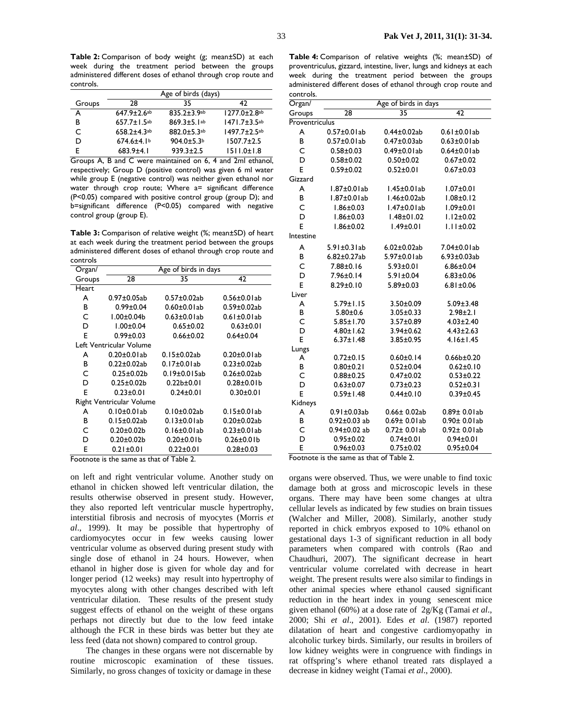**Table 2:** Comparison of body weight (g; mean±SD) at each week during the treatment period between the groups administered different doses of ethanol through crop route and controls.

| Groups | Age of birds (days) | | |
|---|---|---|---|
| | 28 | 35 | 42 |
| A | 647.9±2.6[ab] | 835.2±3.9[ab] | 1277.0±2.8[ab] |
| B | 657.7±1.5[ab] | 869.3±5.1[ab] | 1471.7±3.5[ab] |
| C | 658.2±4.3[ab] | 882.0±5.3[ab] | 1497.7±2.5[ab] |
| D | 674.6±4.1[b] | 904.0±5.3[b] | 1507.7±2.5 |
| E | 683.9±4.1 | 939.3±2.5 | 1511.0±1.8 |

Groups A, B and C were maintained on 6, 4 and 2ml ethanol, respectively; Group D (positive control) was given 6 ml water while group E (negative control) was neither given ethanol nor water through crop route; Where a= significant difference (P<0.05) compared with positive control group (group D); and b=significant difference (P<0.05) compared with negative control group (group E).

**Table 3:** Comparison of relative weight (%; mean±SD) of heart at each week during the treatment period between the groups administered different doses of ethanol through crop route and controls

| Organ/ Groups | Age of birds in days | | |
|---|---|---|---|
| | 28 | 35 | 42 |
| **Heart** | | | |
| A | 0.97±0.05ab | 0.57±0.02ab | 0.56±0.01ab |
| B | 0.99±0.04 | 0.60±0.01ab | 0.59±0.02ab |
| C | 1.00±0.04b | 0.63±0.01ab | 0.61±0.01ab |
| D | 1.00±0.04 | 0.65±0.02 | 0.63±0.01 |
| E | 0.99±0.03 | 0.66±0.02 | 0.64±0.04 |
| **Left Ventricular Volume** | | | |
| A | 0.20±0.01ab | 0.15±0.02ab | 0.20±0.01ab |
| B | 0.22±0.02ab | 0.17±0.01ab | 0.23±0.02ab |
| C | 0.25±0.02b | 0.19±0.015ab | 0.26±0.02ab |
| D | 0.25±0.02b | 0.22b±0.01 | 0.28±0.01b |
| E | 0.23±0.01 | 0.24±0.01 | 0.30±0.01 |
| **Right Ventricular Volume** | | | |
| A | 0.10±0.01ab | 0.10±0.02ab | 0.15±0.01ab |
| B | 0.15±0.02ab | 0.13±0.01ab | 0.20±0.02ab |
| C | 0.20±0.02b | 0.16±0.01ab | 0.23±0.01ab |
| D | 0.20±0.02b | 0.20±0.01b | 0.26±0.01b |
| E | 0.21±0.01 | 0.22±0.01 | 0.28±0.03 |

Footnote is the same as that of Table 2.

on left and right ventricular volume. Another study on ethanol in chicken showed left ventricular dilation, the results otherwise observed in present study. However, they also reported left ventricular muscle hypertrophy, interstitial fibrosis and necrosis of myocytes (Morris *et al*., 1999). It may be possible that hypertrophy of cardiomyocytes occur in few weeks causing lower ventricular volume as observed during present study with single dose of ethanol in 24 hours. However, when ethanol in higher dose is given for whole day and for longer period (12 weeks) may result into hypertrophy of myocytes along with other changes described with left ventricular dilation. These results of the present study suggest effects of ethanol on the weight of these organs perhaps not directly but due to the low feed intake although the FCR in these birds was better but they ate less feed (data not shown) compared to control group.

The changes in these organs were not discernable by routine microscopic examination of these tissues. Similarly, no gross changes of toxicity or damage in these

**Table 4:** Comparison of relative weights (%; mean±SD) of proventriculus, gizzard, intestine, liver, lungs and kidneys at each week during the treatment period between the groups administered different doses of ethanol through crop route and controls.

| Organ/ Groups | Age of birds in days | | |
|---|---|---|---|
| | 28 | 35 | 42 |
| **Proventriculus** | | | |
| A | 0.57±0.01ab | 0.44±0.02ab | 0.61±0.01ab |
| B | 0.57±0.01ab | 0.47±0.03ab | 0.63±0.01ab |
| C | 0.58±0.03 | 0.49±0.01ab | 0.64±0.01ab |
| D | 0.58±0.02 | 0.50±0.02 | 0.67±0.02 |
| E | 0.59±0.02 | 0.52±0.01 | 0.67±0.03 |
| **Gizzard** | | | |
| A | 1.87±0.01ab | 1.45±0.01ab | 1.07±0.01 |
| B | 1.87±0.01ab | 1.46±0.02ab | 1.08±0.12 |
| C | 1.86±0.03 | 1.47±0.01ab | 1.09±0.01 |
| D | 1.86±0.03 | 1.48±01.02 | 1.12±0.02 |
| E | 1.86±0.02 | 1.49±0.01 | 1.11±0.02 |
| **Intestine** | | | |
| A | 5.91±0.31ab | 6.02±0.02ab | 7.04±0.01ab |
| B | 6.82±0.27ab | 5.97±0.01ab | 6.93±0.03ab |
| C | 7.88±0.16 | 5.93±0.01 | 6.86±0.04 |
| D | 7.96±0.14 | 5.91±0.04 | 6.83±0.06 |
| E | 8.29±0.10 | 5.89±0.03 | 6.81±0.06 |
| **Liver** | | | |
| A | 5.79±1.15 | 3.50±0.09 | 5.09±3.48 |
| B | 5.80±0.6 | 3.05±0.33 | 2.98±2.1 |
| C | 5.85±1.70 | 3.57±0.89 | 4.03±2.40 |
| D | 4.80±1.62 | 3.94±0.62 | 4.43±2.63 |
| E | 6.37±1.48 | 3.85±0.95 | 4.16±1.45 |
| **Lungs** | | | |
| A | 0.72±0.15 | 0.60±0.14 | 0.66b±0.20 |
| B | 0.80±0.21 | 0.52±0.04 | 0.62±0.10 |
| C | 0.88±0.25 | 0.47±0.02 | 0.53±0.22 |
| D | 0.63±0.07 | 0.73±0.23 | 0.52±0.31 |
| E | 0.59±1.48 | 0.44±0.10 | 0.39±0.45 |
| **Kidneys** | | | |
| A | 0.91±0.03ab | 0.66± 0.02ab | 0.89± 0.01ab |
| B | 0.92±0.03 ab | 0.69± 0.01ab | 0.90± 0.01ab |
| C | 0.94±0.02 ab | 0.72± 0.01ab | 0.92± 0.01ab |
| D | 0.95±0.02 | 0.74±0.01 | 0.94±0.01 |
| E | 0.96±0.03 | 0.75±0.02 | 0.95±0.04 |

Footnote is the same as that of Table 2.

organs were observed. Thus, we were unable to find toxic damage both at gross and microscopic levels in these organs. There may have been some changes at ultra cellular levels as indicated by few studies on brain tissues (Walcher and Miller, 2008). Similarly, another study reported in chick embryos exposed to 10% ethanol on gestational days 1-3 of significant reduction in all body parameters when compared with controls (Rao and Chaudhuri, 2007). The significant decrease in heart ventricular volume correlated with decrease in heart weight. The present results were also similar to findings in other animal species where ethanol caused significant reduction in the heart index in young senescent mice given ethanol (60%) at a dose rate of 2g/Kg (Tamai *et al*., 2000; Shi *et al*., 2001). Edes *et al*. (1987) reported dilatation of heart and congestive cardiomyopathy in alcoholic turkey birds. Similarly, our results in broilers of low kidney weights were in congruence with findings in rat offspring's where ethanol treated rats displayed a decrease in kidney weight (Tamai *et al*., 2000).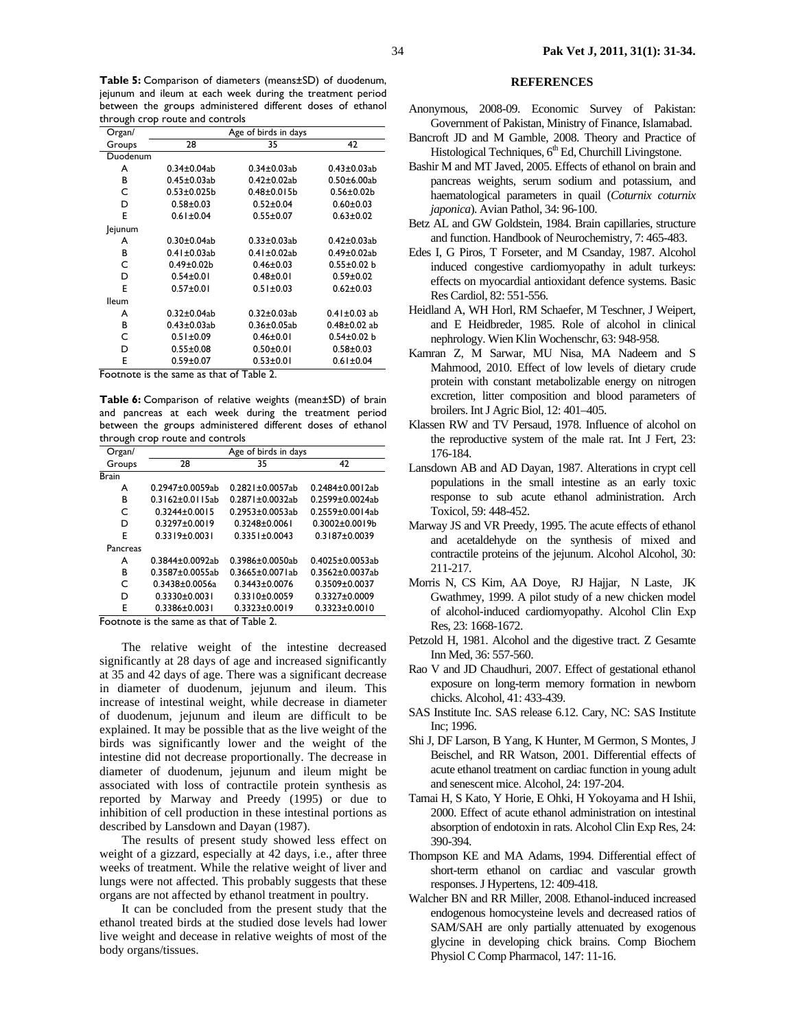**Table 5:** Comparison of diameters (means±SD) of duodenum, jejunum and ileum at each week during the treatment period between the groups administered different doses of ethanol through crop route and controls

| Organ/ Groups | Age of birds in days | | |
|---|---|---|---|
| | 28 | 35 | 42 |
| Duodenum | | | |
| A | 0.34±0.04ab | 0.34±0.03ab | 0.43±0.03ab |
| B | 0.45±0.03ab | 0.42±0.02ab | 0.50±6.00ab |
| C | 0.53±0.025b | 0.48±0.015b | 0.56±0.02b |
| D | 0.58±0.03 | 0.52±0.04 | 0.60±0.03 |
| E | 0.61±0.04 | 0.55±0.07 | 0.63±0.02 |
| Jejunum | | | |
| A | 0.30±0.04ab | 0.33±0.03ab | 0.42±0.03ab |
| B | 0.41±0.03ab | 0.41±0.02ab | 0.49±0.02ab |
| C | 0.49±0.02b | 0.46±0.03 | 0.55±0.02 b |
| D | 0.54±0.01 | 0.48±0.01 | 0.59±0.02 |
| E | 0.57±0.01 | 0.51±0.03 | 0.62±0.03 |
| Ileum | | | |
| A | 0.32±0.04ab | 0.32±0.03ab | 0.41±0.03 ab |
| B | 0.43±0.03ab | 0.36±0.05ab | 0.48±0.02 ab |
| C | 0.51±0.09 | 0.46±0.01 | 0.54±0.02 b |
| D | 0.55±0.08 | 0.50±0.01 | 0.58±0.03 |
| E | 0.59±0.07 | 0.53±0.01 | 0.61±0.04 |

Footnote is the same as that of Table 2.

**Table 6:** Comparison of relative weights (mean±SD) of brain and pancreas at each week during the treatment period between the groups administered different doses of ethanol through crop route and controls

| Organ/ Groups | Age of birds in days | | |
|---|---|---|---|
| | 28 | 35 | 42 |
| Brain | | | |
| A | 0.2947±0.0059ab | 0.2821±0.0057ab | 0.2484±0.0012ab |
| B | 0.3162±0.0115ab | 0.2871±0.0032ab | 0.2599±0.0024ab |
| C | 0.3244±0.0015 | 0.2953±0.0053ab | 0.2559±0.0014ab |
| D | 0.3297±0.0019 | 0.3248±0.0061 | 0.3002±0.0019b |
| E | 0.3319±0.0031 | 0.3351±0.0043 | 0.3187±0.0039 |
| Pancreas | | | |
| A | 0.3844±0.0092ab | 0.3986±0.0050ab | 0.4025±0.0053ab |
| B | 0.3587±0.0055ab | 0.3665±0.0071ab | 0.3562±0.0037ab |
| C | 0.3438±0.0056a | 0.3443±0.0076 | 0.3509±0.0037 |
| D | 0.3330±0.0031 | 0.3310±0.0059 | 0.3327±0.0009 |
| E | 0.3386±0.0031 | 0.3323±0.0019 | 0.3323±0.0010 |

Footnote is the same as that of Table 2.

The relative weight of the intestine decreased significantly at 28 days of age and increased significantly at 35 and 42 days of age. There was a significant decrease in diameter of duodenum, jejunum and ileum. This increase of intestinal weight, while decrease in diameter of duodenum, jejunum and ileum are difficult to be explained. It may be possible that as the live weight of the birds was significantly lower and the weight of the intestine did not decrease proportionally. The decrease in diameter of duodenum, jejunum and ileum might be associated with loss of contractile protein synthesis as reported by Marway and Preedy (1995) or due to inhibition of cell production in these intestinal portions as described by Lansdown and Dayan (1987).

The results of present study showed less effect on weight of a gizzard, especially at 42 days, i.e., after three weeks of treatment. While the relative weight of liver and lungs were not affected. This probably suggests that these organs are not affected by ethanol treatment in poultry.

It can be concluded from the present study that the ethanol treated birds at the studied dose levels had lower live weight and decease in relative weights of most of the body organs/tissues.

## REFERENCES

Anonymous, 2008-09. Economic Survey of Pakistan: Government of Pakistan, Ministry of Finance, Islamabad.

Bancroft JD and M Gamble, 2008. Theory and Practice of Histological Techniques, 6th Ed, Churchill Livingstone.

Bashir M and MT Javed, 2005. Effects of ethanol on brain and pancreas weights, serum sodium and potassium, and haematological parameters in quail (*Coturnix coturnix japonica*). Avian Pathol, 34: 96-100.

Betz AL and GW Goldstein, 1984. Brain capillaries, structure and function. Handbook of Neurochemistry, 7: 465-483.

Edes I, G Piros, T Forseter, and M Csanday, 1987. Alcohol induced congestive cardiomyopathy in adult turkeys: effects on myocardial antioxidant defence systems. Basic Res Cardiol, 82: 551-556.

Heidland A, WH Horl, RM Schaefer, M Teschner, J Weipert, and E Heidbreder, 1985. Role of alcohol in clinical nephrology. Wien Klin Wochenschr, 63: 948-958.

Kamran Z, M Sarwar, MU Nisa, MA Nadeem and S Mahmood, 2010. Effect of low levels of dietary crude protein with constant metabolizable energy on nitrogen excretion, litter composition and blood parameters of broilers. Int J Agric Biol, 12: 401–405.

Klassen RW and TV Persaud, 1978. Influence of alcohol on the reproductive system of the male rat. Int J Fert, 23: 176-184.

Lansdown AB and AD Dayan, 1987. Alterations in crypt cell populations in the small intestine as an early toxic response to sub acute ethanol administration. Arch Toxicol, 59: 448-452.

Marway JS and VR Preedy, 1995. The acute effects of ethanol and acetaldehyde on the synthesis of mixed and contractile proteins of the jejunum. Alcohol Alcohol, 30: 211-217.

Morris N, CS Kim, AA Doye, RJ Hajjar, N Laste, JK Gwathmey, 1999. A pilot study of a new chicken model of alcohol-induced cardiomyopathy. Alcohol Clin Exp Res, 23: 1668-1672.

Petzold H, 1981. Alcohol and the digestive tract. Z Gesamte Inn Med, 36: 557-560.

Rao V and JD Chaudhuri, 2007. Effect of gestational ethanol exposure on long-term memory formation in newborn chicks. Alcohol, 41: 433-439.

SAS Institute Inc. SAS release 6.12. Cary, NC: SAS Institute Inc; 1996.

Shi J, DF Larson, B Yang, K Hunter, M Germon, S Montes, J Beischel, and RR Watson, 2001. Differential effects of acute ethanol treatment on cardiac function in young adult and senescent mice. Alcohol, 24: 197-204.

Tamai H, S Kato, Y Horie, E Ohki, H Yokoyama and H Ishii, 2000. Effect of acute ethanol administration on intestinal absorption of endotoxin in rats. Alcohol Clin Exp Res, 24: 390-394.

Thompson KE and MA Adams, 1994. Differential effect of short-term ethanol on cardiac and vascular growth responses. J Hypertens, 12: 409-418.

Walcher BN and RR Miller, 2008. Ethanol-induced increased endogenous homocysteine levels and decreased ratios of SAM/SAH are only partially attenuated by exogenous glycine in developing chick brains. Comp Biochem Physiol C Comp Pharmacol, 147: 11-16.